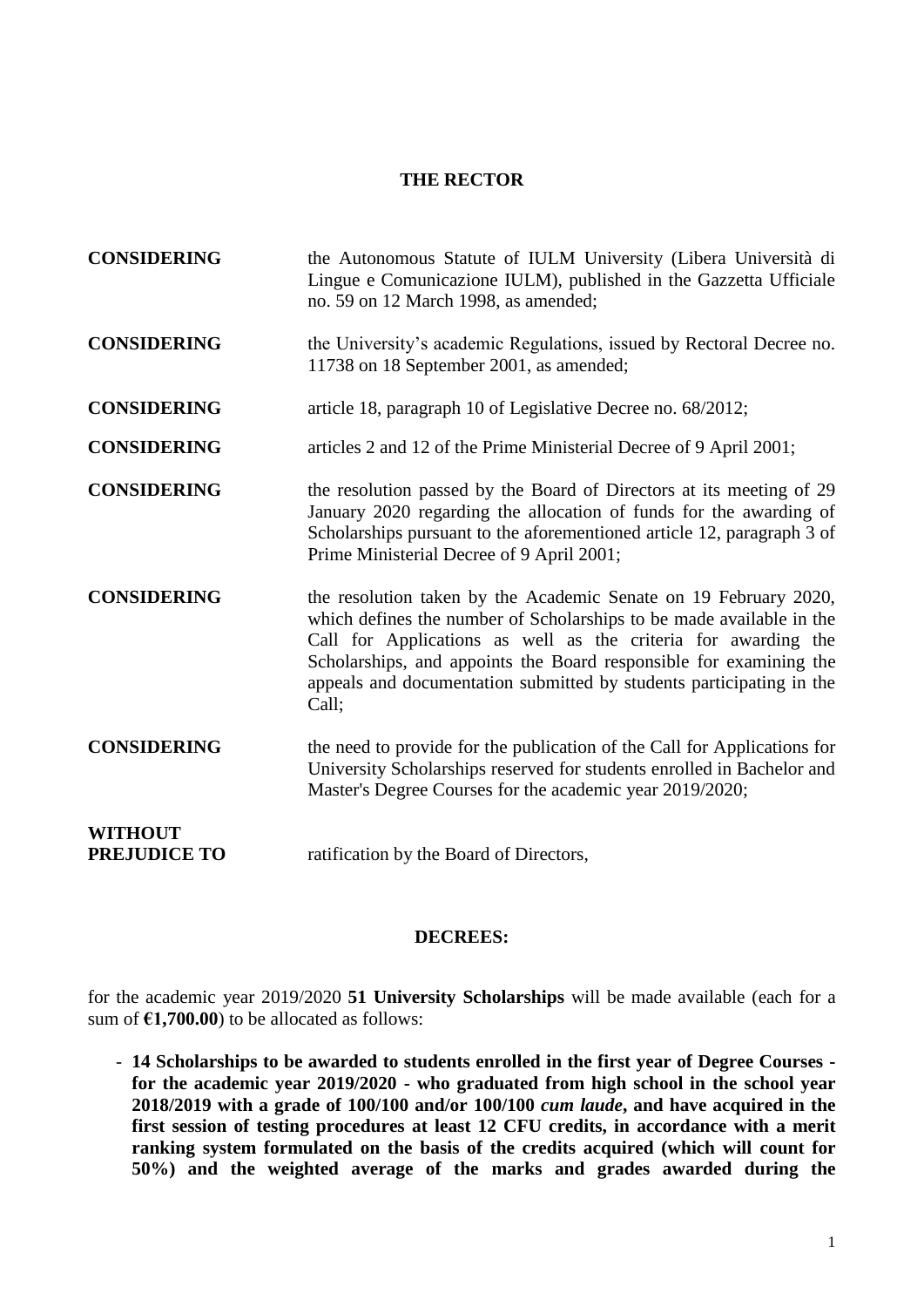## THE RECTOR

**CONSIDERING** the Autonomous Statute of IULM University (Libera Università di Lingue e Comunicazione IULM), published in the Gazzetta Ufficiale no. 59 on 12 March 1998, as amended;

**CONSIDERING** the University's academic Regulations, issued by Rectoral Decree no. 11738 on 18 September 2001, as amended;

**CONSIDERING** article 18, paragraph 10 of Legislative Decree no. 68/2012;

**CONSIDERING** articles 2 and 12 of the Prime Ministerial Decree of 9 April 2001;

**CONSIDERING** the resolution passed by the Board of Directors at its meeting of 29 January 2020 regarding the allocation of funds for the awarding of Scholarships pursuant to the aforementioned article 12, paragraph 3 of Prime Ministerial Decree of 9 April 2001;

**CONSIDERING** the resolution taken by the Academic Senate on 19 February 2020, which defines the number of Scholarships to be made available in the Call for Applications as well as the criteria for awarding the Scholarships, and appoints the Board responsible for examining the appeals and documentation submitted by students participating in the Call;

**CONSIDERING** the need to provide for the publication of the Call for Applications for University Scholarships reserved for students enrolled in Bachelor and Master's Degree Courses for the academic year 2019/2020;

**WITHOUT PREJUDICE TO** ratification by the Board of Directors,

## DECREES:

for the academic year 2019/2020 **51 University Scholarships** will be made available (each for a sum of **€1,700.00**) to be allocated as follows:

- **14 Scholarships to be awarded to students enrolled in the first year of Degree Courses - for the academic year 2019/2020 - who graduated from high school in the school year 2018/2019 with a grade of 100/100 and/or 100/100 *cum laude*, and have acquired in the first session of testing procedures at least 12 CFU credits, in accordance with a merit ranking system formulated on the basis of the credits acquired (which will count for 50%) and the weighted average of the marks and grades awarded during the**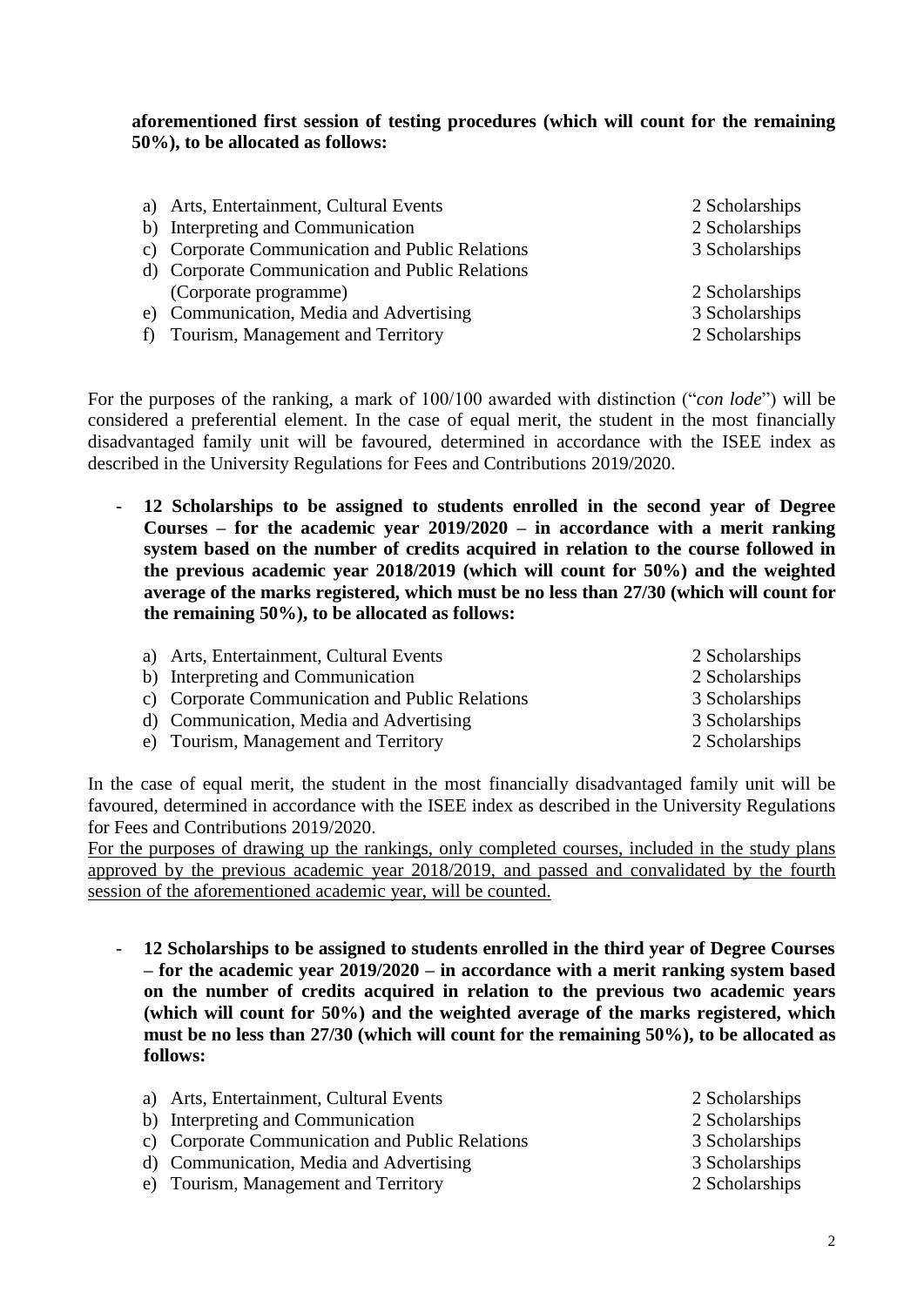**aforementioned first session of testing procedures (which will count for the remaining 50%), to be allocated as follows:**

| | |
|---|---|
| a) Arts, Entertainment, Cultural Events | 2 Scholarships |
| b) Interpreting and Communication | 2 Scholarships |
| c) Corporate Communication and Public Relations | 3 Scholarships |
| d) Corporate Communication and Public Relations (Corporate programme) | 2 Scholarships |
| e) Communication, Media and Advertising | 3 Scholarships |
| f) Tourism, Management and Territory | 2 Scholarships |

For the purposes of the ranking, a mark of 100/100 awarded with distinction ("*con lode*") will be considered a preferential element. In the case of equal merit, the student in the most financially disadvantaged family unit will be favoured, determined in accordance with the ISEE index as described in the University Regulations for Fees and Contributions 2019/2020.

- **12 Scholarships to be assigned to students enrolled in the second year of Degree Courses – for the academic year 2019/2020 – in accordance with a merit ranking system based on the number of credits acquired in relation to the course followed in the previous academic year 2018/2019 (which will count for 50%) and the weighted average of the marks registered, which must be no less than 27/30 (which will count for the remaining 50%), to be allocated as follows:**

| | |
|---|---|
| a) Arts, Entertainment, Cultural Events | 2 Scholarships |
| b) Interpreting and Communication | 2 Scholarships |
| c) Corporate Communication and Public Relations | 3 Scholarships |
| d) Communication, Media and Advertising | 3 Scholarships |
| e) Tourism, Management and Territory | 2 Scholarships |

In the case of equal merit, the student in the most financially disadvantaged family unit will be favoured, determined in accordance with the ISEE index as described in the University Regulations for Fees and Contributions 2019/2020.
For the purposes of drawing up the rankings, only completed courses, included in the study plans approved by the previous academic year 2018/2019, and passed and convalidated by the fourth session of the aforementioned academic year, will be counted.

- **12 Scholarships to be assigned to students enrolled in the third year of Degree Courses – for the academic year 2019/2020 – in accordance with a merit ranking system based on the number of credits acquired in relation to the previous two academic years (which will count for 50%) and the weighted average of the marks registered, which must be no less than 27/30 (which will count for the remaining 50%), to be allocated as follows:**

| | |
|---|---|
| a) Arts, Entertainment, Cultural Events | 2 Scholarships |
| b) Interpreting and Communication | 2 Scholarships |
| c) Corporate Communication and Public Relations | 3 Scholarships |
| d) Communication, Media and Advertising | 3 Scholarships |
| e) Tourism, Management and Territory | 2 Scholarships |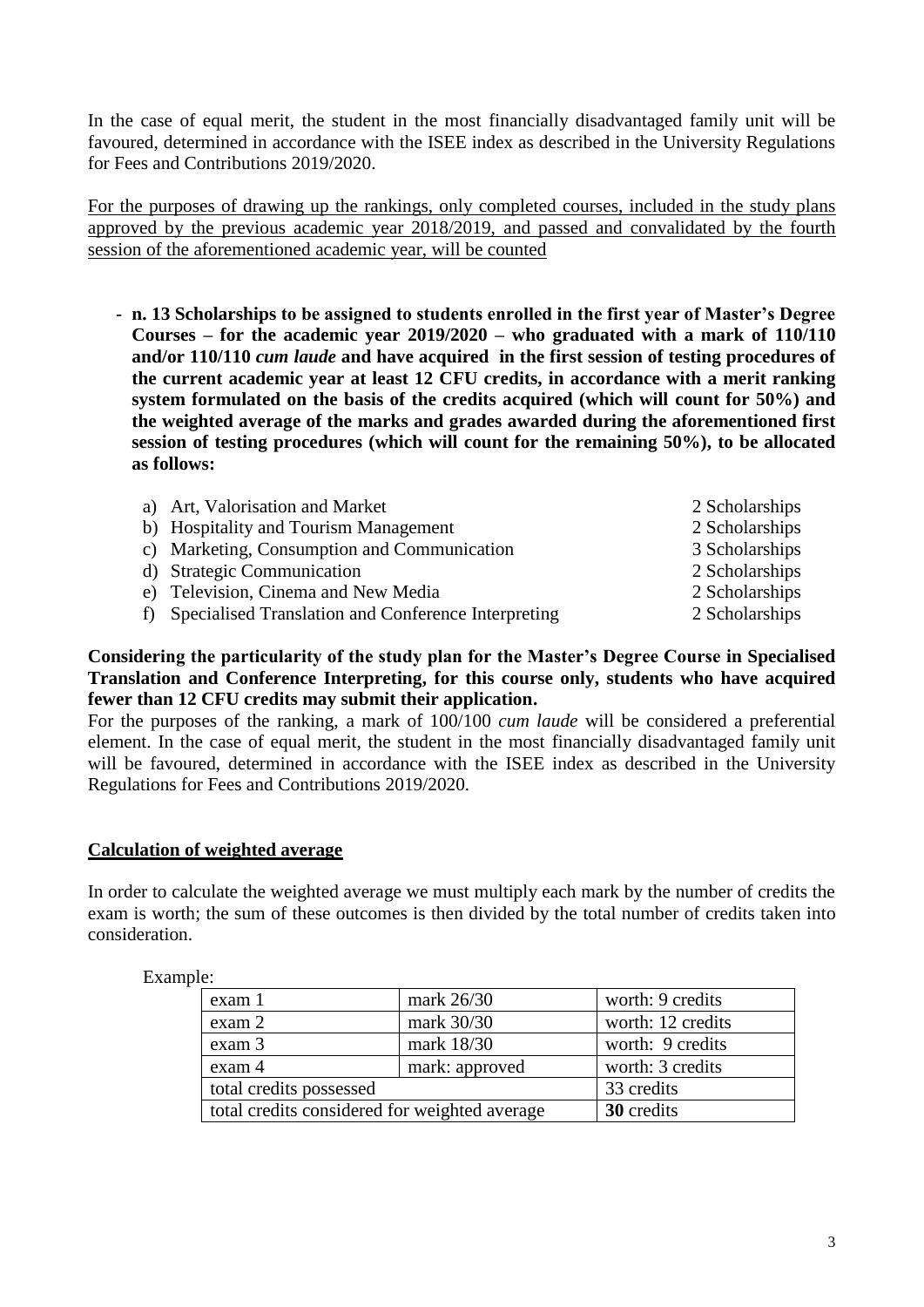In the case of equal merit, the student in the most financially disadvantaged family unit will be favoured, determined in accordance with the ISEE index as described in the University Regulations for Fees and Contributions 2019/2020.

<u>For the purposes of drawing up the rankings, only completed courses, included in the study plans approved by the previous academic year 2018/2019, and passed and convalidated by the fourth session of the aforementioned academic year, will be counted</u>

- **n. 13 Scholarships to be assigned to students enrolled in the first year of Master's Degree Courses – for the academic year 2019/2020 – who graduated with a mark of 110/110 and/or 110/110 *cum laude* and have acquired in the first session of testing procedures of the current academic year at least 12 CFU credits, in accordance with a merit ranking system formulated on the basis of the credits acquired (which will count for 50%) and the weighted average of the marks and grades awarded during the aforementioned first session of testing procedures (which will count for the remaining 50%), to be allocated as follows:**

  a) Art, Valorisation and Market — 2 Scholarships
  b) Hospitality and Tourism Management — 2 Scholarships
  c) Marketing, Consumption and Communication — 3 Scholarships
  d) Strategic Communication — 2 Scholarships
  e) Television, Cinema and New Media — 2 Scholarships
  f) Specialised Translation and Conference Interpreting — 2 Scholarships

**Considering the particularity of the study plan for the Master's Degree Course in Specialised Translation and Conference Interpreting, for this course only, students who have acquired fewer than 12 CFU credits may submit their application.**

For the purposes of the ranking, a mark of 100/100 *cum laude* will be considered a preferential element. In the case of equal merit, the student in the most financially disadvantaged family unit will be favoured, determined in accordance with the ISEE index as described in the University Regulations for Fees and Contributions 2019/2020.

## <u>Calculation of weighted average</u>

In order to calculate the weighted average we must multiply each mark by the number of credits the exam is worth; the sum of these outcomes is then divided by the total number of credits taken into consideration.

Example:

| exam 1 | mark 26/30 | worth: 9 credits |
|---|---|---|
| exam 2 | mark 30/30 | worth: 12 credits |
| exam 3 | mark 18/30 | worth: 9 credits |
| exam 4 | mark: approved | worth: 3 credits |
| total credits possessed | | 33 credits |
| total credits considered for weighted average | | **30** credits |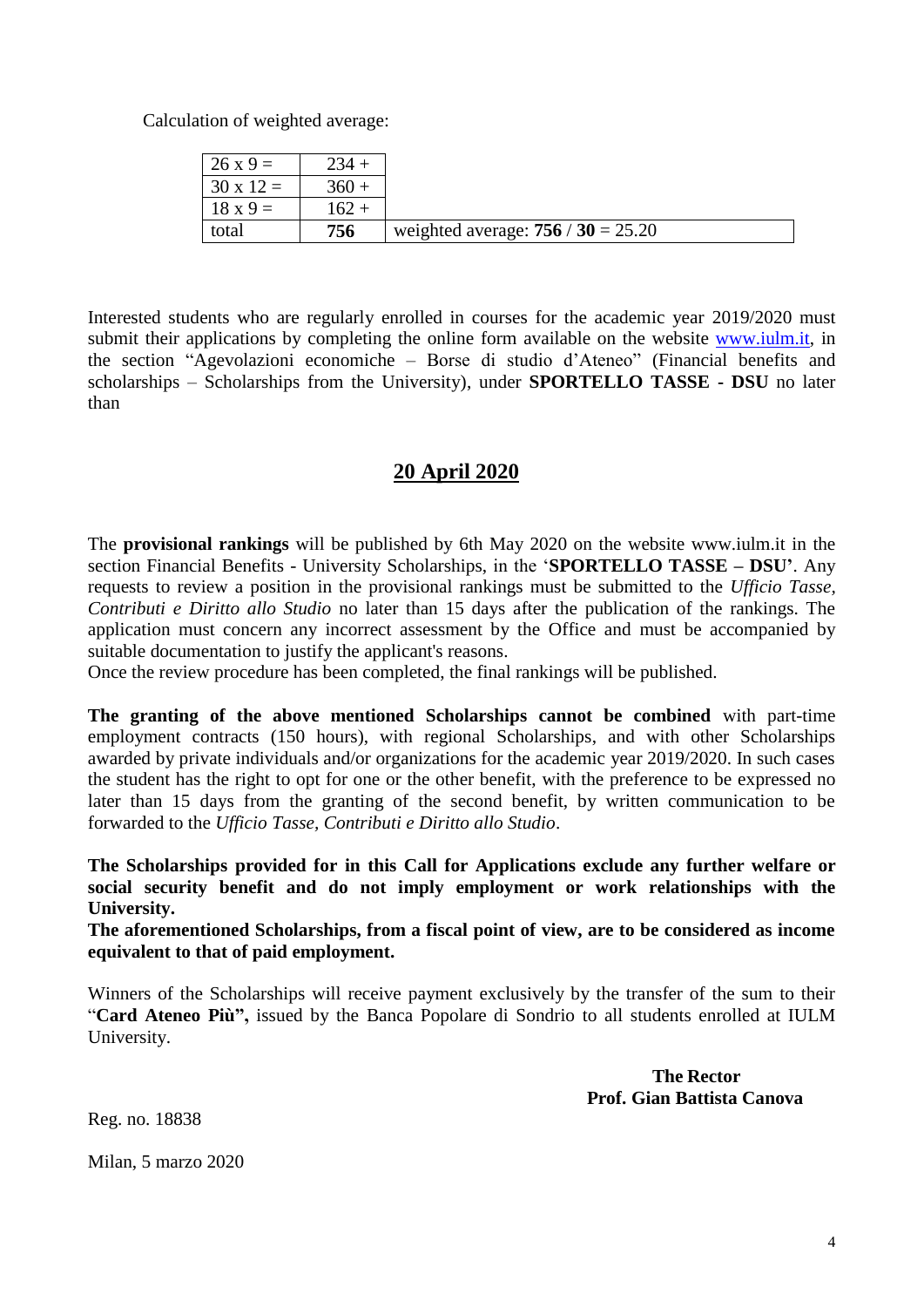Calculation of weighted average:

| | | |
|---|---|---|
| 26 x 9 = | 234 + | |
| 30 x 12 = | 360 + | |
| 18 x 9 = | 162 + | |
| total | **756** | weighted average: **756** / **30** = 25.20 |

Interested students who are regularly enrolled in courses for the academic year 2019/2020 must submit their applications by completing the online form available on the website www.iulm.it, in the section "Agevolazioni economiche – Borse di studio d'Ateneo" (Financial benefits and scholarships – Scholarships from the University), under **SPORTELLO TASSE - DSU** no later than

## 20 April 2020

The **provisional rankings** will be published by 6th May 2020 on the website www.iulm.it in the section Financial Benefits - University Scholarships, in the '**SPORTELLO TASSE – DSU'**. Any requests to review a position in the provisional rankings must be submitted to the *Ufficio Tasse, Contributi e Diritto allo Studio* no later than 15 days after the publication of the rankings. The application must concern any incorrect assessment by the Office and must be accompanied by suitable documentation to justify the applicant's reasons.
Once the review procedure has been completed, the final rankings will be published.

**The granting of the above mentioned Scholarships cannot be combined** with part-time employment contracts (150 hours), with regional Scholarships, and with other Scholarships awarded by private individuals and/or organizations for the academic year 2019/2020. In such cases the student has the right to opt for one or the other benefit, with the preference to be expressed no later than 15 days from the granting of the second benefit, by written communication to be forwarded to the *Ufficio Tasse, Contributi e Diritto allo Studio*.

**The Scholarships provided for in this Call for Applications exclude any further welfare or social security benefit and do not imply employment or work relationships with the University.**
**The aforementioned Scholarships, from a fiscal point of view, are to be considered as income equivalent to that of paid employment.**

Winners of the Scholarships will receive payment exclusively by the transfer of the sum to their "**Card Ateneo Più",** issued by the Banca Popolare di Sondrio to all students enrolled at IULM University.

**The Rector**
**Prof. Gian Battista Canova**

Reg. no. 18838

Milan, 5 marzo 2020